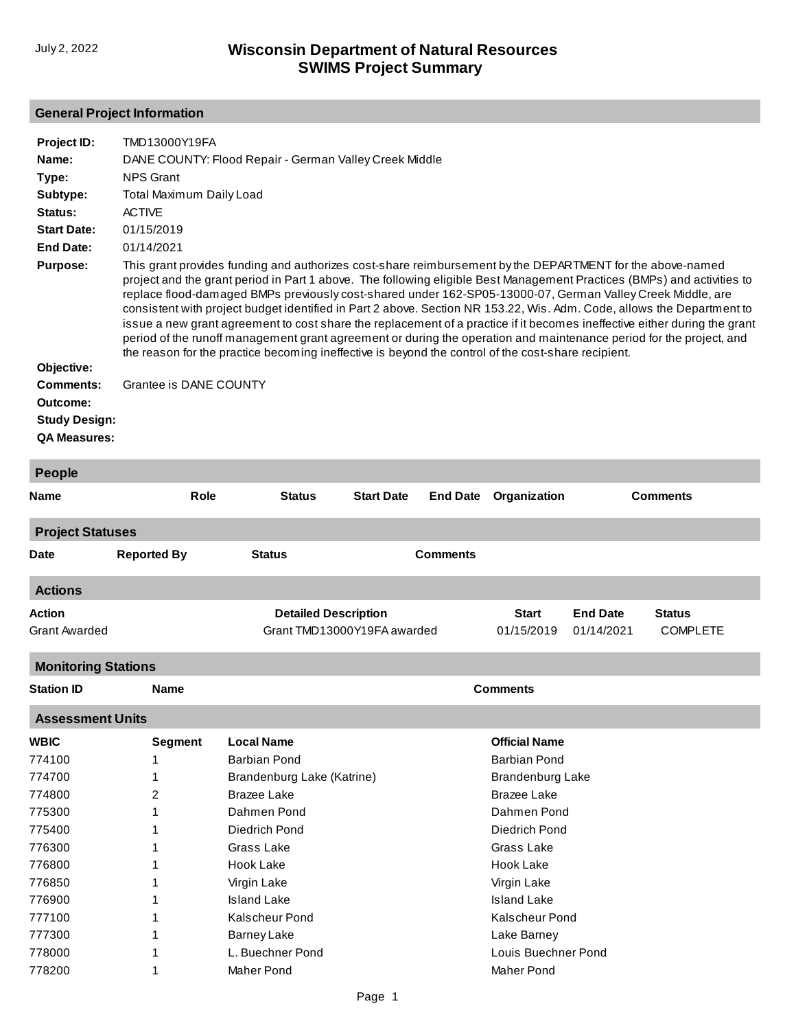July 2, 2022

# Wisconsin Department of Natural Resources
# SWIMS Project Summary

## General Project Information

**Project ID:** TMD13000Y19FA

**Name:** DANE COUNTY: Flood Repair - German Valley Creek Middle

**Type:** NPS Grant

**Subtype:** Total Maximum Daily Load

**Status:** ACTIVE

**Start Date:** 01/15/2019

**End Date:** 01/14/2021

**Purpose:** This grant provides funding and authorizes cost-share reimbursement by the DEPARTMENT for the above-named project and the grant period in Part 1 above. The following eligible Best Management Practices (BMPs) and activities to replace flood-damaged BMPs previously cost-shared under 162-SP05-13000-07, German Valley Creek Middle, are consistent with project budget identified in Part 2 above. Section NR 153.22, Wis. Adm. Code, allows the Department to issue a new grant agreement to cost share the replacement of a practice if it becomes ineffective either during the grant period of the runoff management grant agreement or during the operation and maintenance period for the project, and the reason for the practice becoming ineffective is beyond the control of the cost-share recipient.

**Objective:**

**Comments:** Grantee is DANE COUNTY

**Outcome:**

**Study Design:**

**QA Measures:**

## People

| Name | Role | Status | Start Date | End Date | Organization | Comments |
|---|---|---|---|---|---|---|

## Project Statuses

| Date | Reported By | Status | Comments |
|---|---|---|---|

## Actions

| Action | Detailed Description | Start | End Date | Status |
|---|---|---|---|---|
| Grant Awarded | Grant TMD13000Y19FA awarded | 01/15/2019 | 01/14/2021 | COMPLETE |

## Monitoring Stations

| Station ID | Name | Comments |
|---|---|---|

## Assessment Units

| WBIC | Segment | Local Name | Official Name |
|---|---|---|---|
| 774100 | 1 | Barbian Pond | Barbian Pond |
| 774700 | 1 | Brandenburg Lake (Katrine) | Brandenburg Lake |
| 774800 | 2 | Brazee Lake | Brazee Lake |
| 775300 | 1 | Dahmen Pond | Dahmen Pond |
| 775400 | 1 | Diedrich Pond | Diedrich Pond |
| 776300 | 1 | Grass Lake | Grass Lake |
| 776800 | 1 | Hook Lake | Hook Lake |
| 776850 | 1 | Virgin Lake | Virgin Lake |
| 776900 | 1 | Island Lake | Island Lake |
| 777100 | 1 | Kalscheur Pond | Kalscheur Pond |
| 777300 | 1 | Barney Lake | Lake Barney |
| 778000 | 1 | L. Buechner Pond | Louis Buechner Pond |
| 778200 | 1 | Maher Pond | Maher Pond |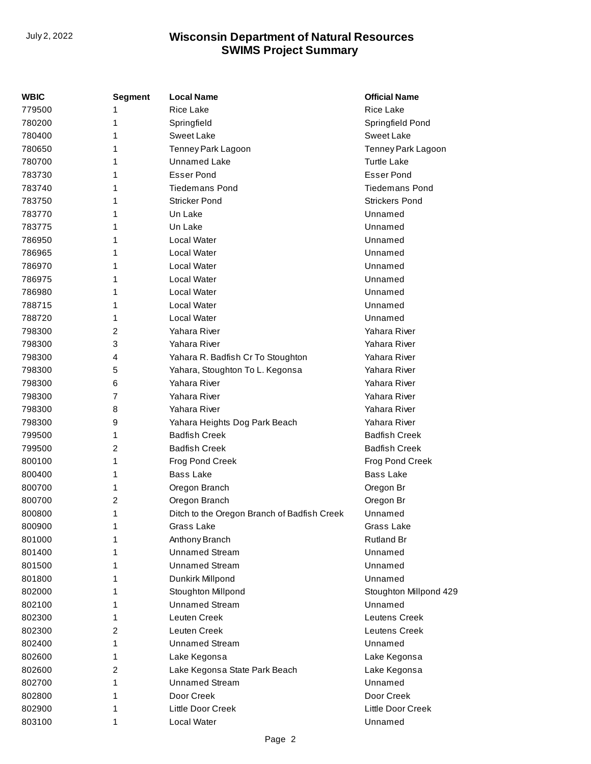| WBIC | Segment | Local Name | Official Name |
| --- | --- | --- | --- |
| 779500 | 1 | Rice Lake | Rice Lake |
| 780200 | 1 | Springfield | Springfield Pond |
| 780400 | 1 | Sweet Lake | Sweet Lake |
| 780650 | 1 | Tenney Park Lagoon | Tenney Park Lagoon |
| 780700 | 1 | Unnamed Lake | Turtle Lake |
| 783730 | 1 | Esser Pond | Esser Pond |
| 783740 | 1 | Tiedemans Pond | Tiedemans Pond |
| 783750 | 1 | Stricker Pond | Strickers Pond |
| 783770 | 1 | Un Lake | Unnamed |
| 783775 | 1 | Un Lake | Unnamed |
| 786950 | 1 | Local Water | Unnamed |
| 786965 | 1 | Local Water | Unnamed |
| 786970 | 1 | Local Water | Unnamed |
| 786975 | 1 | Local Water | Unnamed |
| 786980 | 1 | Local Water | Unnamed |
| 788715 | 1 | Local Water | Unnamed |
| 788720 | 1 | Local Water | Unnamed |
| 798300 | 2 | Yahara River | Yahara River |
| 798300 | 3 | Yahara River | Yahara River |
| 798300 | 4 | Yahara R. Badfish Cr To Stoughton | Yahara River |
| 798300 | 5 | Yahara, Stoughton To L. Kegonsa | Yahara River |
| 798300 | 6 | Yahara River | Yahara River |
| 798300 | 7 | Yahara River | Yahara River |
| 798300 | 8 | Yahara River | Yahara River |
| 798300 | 9 | Yahara Heights Dog Park Beach | Yahara River |
| 799500 | 1 | Badfish Creek | Badfish Creek |
| 799500 | 2 | Badfish Creek | Badfish Creek |
| 800100 | 1 | Frog Pond Creek | Frog Pond Creek |
| 800400 | 1 | Bass Lake | Bass Lake |
| 800700 | 1 | Oregon Branch | Oregon Br |
| 800700 | 2 | Oregon Branch | Oregon Br |
| 800800 | 1 | Ditch to the Oregon Branch of Badfish Creek | Unnamed |
| 800900 | 1 | Grass Lake | Grass Lake |
| 801000 | 1 | Anthony Branch | Rutland Br |
| 801400 | 1 | Unnamed Stream | Unnamed |
| 801500 | 1 | Unnamed Stream | Unnamed |
| 801800 | 1 | Dunkirk Millpond | Unnamed |
| 802000 | 1 | Stoughton Millpond | Stoughton Millpond 429 |
| 802100 | 1 | Unnamed Stream | Unnamed |
| 802300 | 1 | Leuten Creek | Leutens Creek |
| 802300 | 2 | Leuten Creek | Leutens Creek |
| 802400 | 1 | Unnamed Stream | Unnamed |
| 802600 | 1 | Lake Kegonsa | Lake Kegonsa |
| 802600 | 2 | Lake Kegonsa State Park Beach | Lake Kegonsa |
| 802700 | 1 | Unnamed Stream | Unnamed |
| 802800 | 1 | Door Creek | Door Creek |
| 802900 | 1 | Little Door Creek | Little Door Creek |
| 803100 | 1 | Local Water | Unnamed |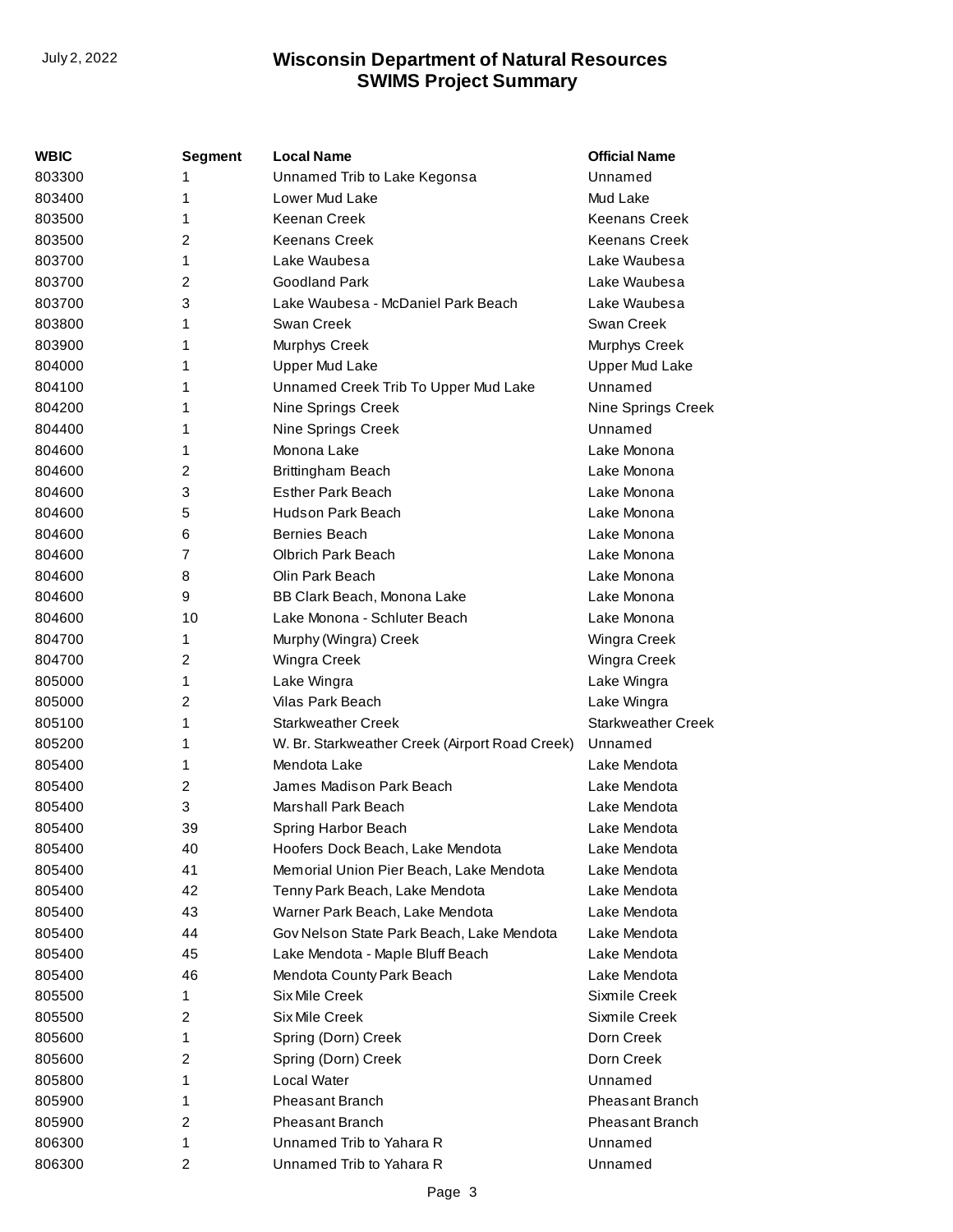| WBIC | Segment | Local Name | Official Name |
|---|---|---|---|
| 803300 | 1 | Unnamed Trib to Lake Kegonsa | Unnamed |
| 803400 | 1 | Lower Mud Lake | Mud Lake |
| 803500 | 1 | Keenan Creek | Keenans Creek |
| 803500 | 2 | Keenans Creek | Keenans Creek |
| 803700 | 1 | Lake Waubesa | Lake Waubesa |
| 803700 | 2 | Goodland Park | Lake Waubesa |
| 803700 | 3 | Lake Waubesa - McDaniel Park Beach | Lake Waubesa |
| 803800 | 1 | Swan Creek | Swan Creek |
| 803900 | 1 | Murphys Creek | Murphys Creek |
| 804000 | 1 | Upper Mud Lake | Upper Mud Lake |
| 804100 | 1 | Unnamed Creek Trib To Upper Mud Lake | Unnamed |
| 804200 | 1 | Nine Springs Creek | Nine Springs Creek |
| 804400 | 1 | Nine Springs Creek | Unnamed |
| 804600 | 1 | Monona Lake | Lake Monona |
| 804600 | 2 | Brittingham Beach | Lake Monona |
| 804600 | 3 | Esther Park Beach | Lake Monona |
| 804600 | 5 | Hudson Park Beach | Lake Monona |
| 804600 | 6 | Bernies Beach | Lake Monona |
| 804600 | 7 | Olbrich Park Beach | Lake Monona |
| 804600 | 8 | Olin Park Beach | Lake Monona |
| 804600 | 9 | BB Clark Beach, Monona Lake | Lake Monona |
| 804600 | 10 | Lake Monona - Schluter Beach | Lake Monona |
| 804700 | 1 | Murphy (Wingra) Creek | Wingra Creek |
| 804700 | 2 | Wingra Creek | Wingra Creek |
| 805000 | 1 | Lake Wingra | Lake Wingra |
| 805000 | 2 | Vilas Park Beach | Lake Wingra |
| 805100 | 1 | Starkweather Creek | Starkweather Creek |
| 805200 | 1 | W. Br. Starkweather Creek (Airport Road Creek) | Unnamed |
| 805400 | 1 | Mendota Lake | Lake Mendota |
| 805400 | 2 | James Madison Park Beach | Lake Mendota |
| 805400 | 3 | Marshall Park Beach | Lake Mendota |
| 805400 | 39 | Spring Harbor Beach | Lake Mendota |
| 805400 | 40 | Hoofers Dock Beach, Lake Mendota | Lake Mendota |
| 805400 | 41 | Memorial Union Pier Beach, Lake Mendota | Lake Mendota |
| 805400 | 42 | Tenny Park Beach, Lake Mendota | Lake Mendota |
| 805400 | 43 | Warner Park Beach, Lake Mendota | Lake Mendota |
| 805400 | 44 | Gov Nelson State Park Beach, Lake Mendota | Lake Mendota |
| 805400 | 45 | Lake Mendota - Maple Bluff Beach | Lake Mendota |
| 805400 | 46 | Mendota County Park Beach | Lake Mendota |
| 805500 | 1 | Six Mile Creek | Sixmile Creek |
| 805500 | 2 | Six Mile Creek | Sixmile Creek |
| 805600 | 1 | Spring (Dorn) Creek | Dorn Creek |
| 805600 | 2 | Spring (Dorn) Creek | Dorn Creek |
| 805800 | 1 | Local Water | Unnamed |
| 805900 | 1 | Pheasant Branch | Pheasant Branch |
| 805900 | 2 | Pheasant Branch | Pheasant Branch |
| 806300 | 1 | Unnamed Trib to Yahara R | Unnamed |
| 806300 | 2 | Unnamed Trib to Yahara R | Unnamed |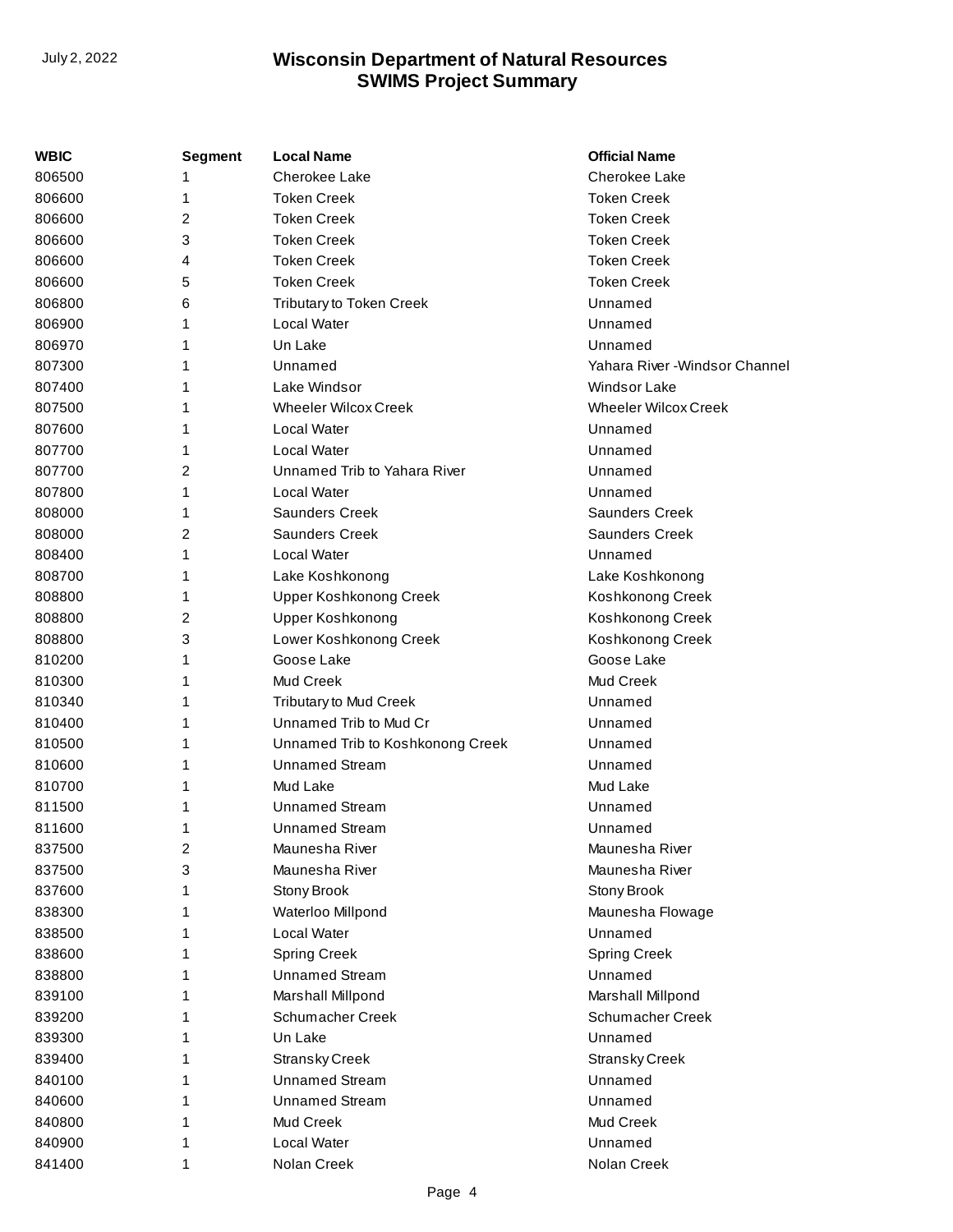| WBIC | Segment | Local Name | Official Name |
|---|---|---|---|
| 806500 | 1 | Cherokee Lake | Cherokee Lake |
| 806600 | 1 | Token Creek | Token Creek |
| 806600 | 2 | Token Creek | Token Creek |
| 806600 | 3 | Token Creek | Token Creek |
| 806600 | 4 | Token Creek | Token Creek |
| 806600 | 5 | Token Creek | Token Creek |
| 806800 | 6 | Tributary to Token Creek | Unnamed |
| 806900 | 1 | Local Water | Unnamed |
| 806970 | 1 | Un Lake | Unnamed |
| 807300 | 1 | Unnamed | Yahara River -Windsor Channel |
| 807400 | 1 | Lake Windsor | Windsor Lake |
| 807500 | 1 | Wheeler Wilcox Creek | Wheeler Wilcox Creek |
| 807600 | 1 | Local Water | Unnamed |
| 807700 | 1 | Local Water | Unnamed |
| 807700 | 2 | Unnamed Trib to Yahara River | Unnamed |
| 807800 | 1 | Local Water | Unnamed |
| 808000 | 1 | Saunders Creek | Saunders Creek |
| 808000 | 2 | Saunders Creek | Saunders Creek |
| 808400 | 1 | Local Water | Unnamed |
| 808700 | 1 | Lake Koshkonong | Lake Koshkonong |
| 808800 | 1 | Upper Koshkonong Creek | Koshkonong Creek |
| 808800 | 2 | Upper Koshkonong | Koshkonong Creek |
| 808800 | 3 | Lower Koshkonong Creek | Koshkonong Creek |
| 810200 | 1 | Goose Lake | Goose Lake |
| 810300 | 1 | Mud Creek | Mud Creek |
| 810340 | 1 | Tributary to Mud Creek | Unnamed |
| 810400 | 1 | Unnamed Trib to Mud Cr | Unnamed |
| 810500 | 1 | Unnamed Trib to Koshkonong Creek | Unnamed |
| 810600 | 1 | Unnamed Stream | Unnamed |
| 810700 | 1 | Mud Lake | Mud Lake |
| 811500 | 1 | Unnamed Stream | Unnamed |
| 811600 | 1 | Unnamed Stream | Unnamed |
| 837500 | 2 | Maunesha River | Maunesha River |
| 837500 | 3 | Maunesha River | Maunesha River |
| 837600 | 1 | Stony Brook | Stony Brook |
| 838300 | 1 | Waterloo Millpond | Maunesha Flowage |
| 838500 | 1 | Local Water | Unnamed |
| 838600 | 1 | Spring Creek | Spring Creek |
| 838800 | 1 | Unnamed Stream | Unnamed |
| 839100 | 1 | Marshall Millpond | Marshall Millpond |
| 839200 | 1 | Schumacher Creek | Schumacher Creek |
| 839300 | 1 | Un Lake | Unnamed |
| 839400 | 1 | Stransky Creek | Stransky Creek |
| 840100 | 1 | Unnamed Stream | Unnamed |
| 840600 | 1 | Unnamed Stream | Unnamed |
| 840800 | 1 | Mud Creek | Mud Creek |
| 840900 | 1 | Local Water | Unnamed |
| 841400 | 1 | Nolan Creek | Nolan Creek |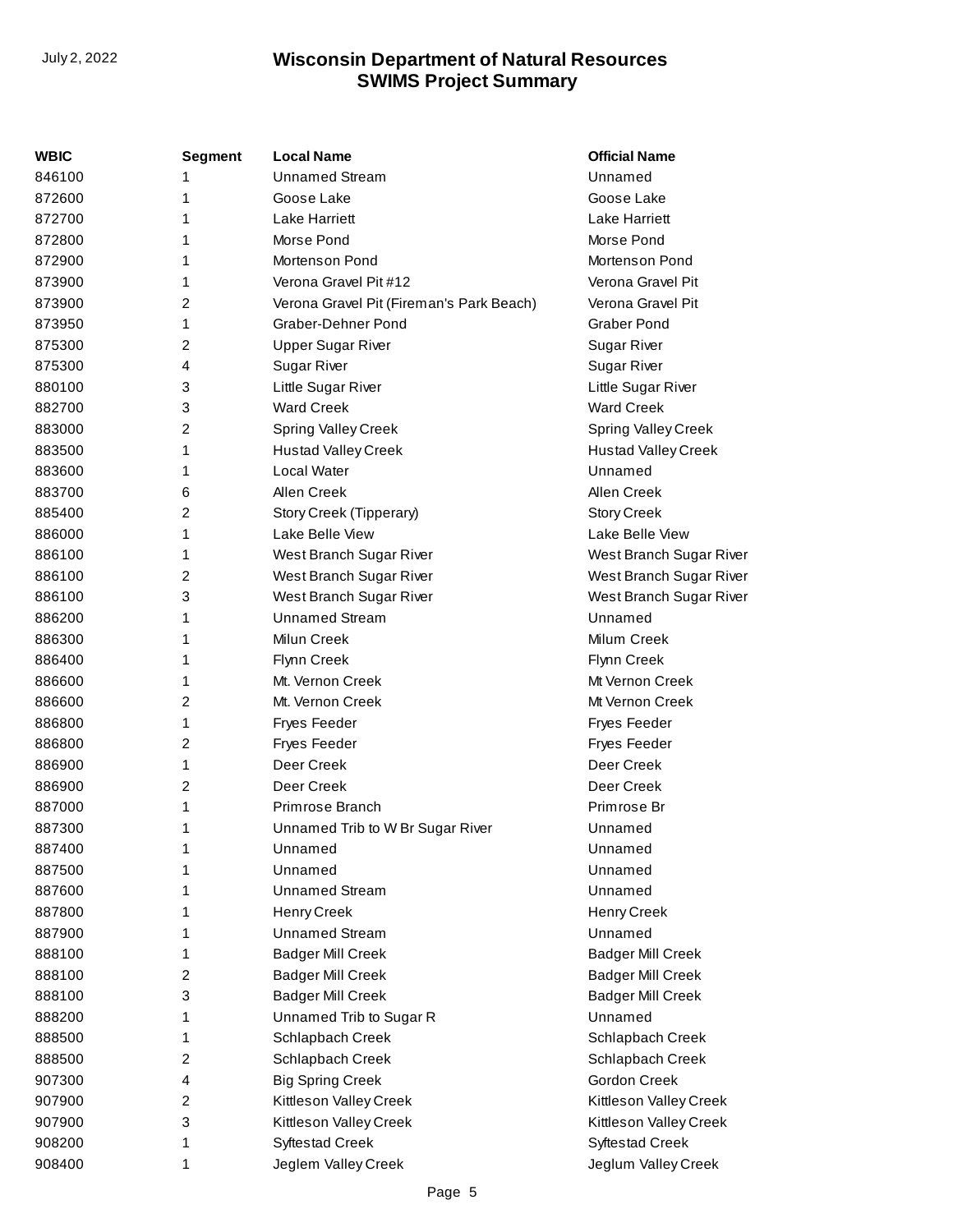| WBIC | Segment | Local Name | Official Name |
| --- | --- | --- | --- |
| 846100 | 1 | Unnamed Stream | Unnamed |
| 872600 | 1 | Goose Lake | Goose Lake |
| 872700 | 1 | Lake Harriett | Lake Harriett |
| 872800 | 1 | Morse Pond | Morse Pond |
| 872900 | 1 | Mortenson Pond | Mortenson Pond |
| 873900 | 1 | Verona Gravel Pit #12 | Verona Gravel Pit |
| 873900 | 2 | Verona Gravel Pit (Fireman's Park Beach) | Verona Gravel Pit |
| 873950 | 1 | Graber-Dehner Pond | Graber Pond |
| 875300 | 2 | Upper Sugar River | Sugar River |
| 875300 | 4 | Sugar River | Sugar River |
| 880100 | 3 | Little Sugar River | Little Sugar River |
| 882700 | 3 | Ward Creek | Ward Creek |
| 883000 | 2 | Spring Valley Creek | Spring Valley Creek |
| 883500 | 1 | Hustad Valley Creek | Hustad Valley Creek |
| 883600 | 1 | Local Water | Unnamed |
| 883700 | 6 | Allen Creek | Allen Creek |
| 885400 | 2 | Story Creek (Tipperary) | Story Creek |
| 886000 | 1 | Lake Belle View | Lake Belle View |
| 886100 | 1 | West Branch Sugar River | West Branch Sugar River |
| 886100 | 2 | West Branch Sugar River | West Branch Sugar River |
| 886100 | 3 | West Branch Sugar River | West Branch Sugar River |
| 886200 | 1 | Unnamed Stream | Unnamed |
| 886300 | 1 | Milun Creek | Milum Creek |
| 886400 | 1 | Flynn Creek | Flynn Creek |
| 886600 | 1 | Mt. Vernon Creek | Mt Vernon Creek |
| 886600 | 2 | Mt. Vernon Creek | Mt Vernon Creek |
| 886800 | 1 | Fryes Feeder | Fryes Feeder |
| 886800 | 2 | Fryes Feeder | Fryes Feeder |
| 886900 | 1 | Deer Creek | Deer Creek |
| 886900 | 2 | Deer Creek | Deer Creek |
| 887000 | 1 | Primrose Branch | Primrose Br |
| 887300 | 1 | Unnamed Trib to W Br Sugar River | Unnamed |
| 887400 | 1 | Unnamed | Unnamed |
| 887500 | 1 | Unnamed | Unnamed |
| 887600 | 1 | Unnamed Stream | Unnamed |
| 887800 | 1 | Henry Creek | Henry Creek |
| 887900 | 1 | Unnamed Stream | Unnamed |
| 888100 | 1 | Badger Mill Creek | Badger Mill Creek |
| 888100 | 2 | Badger Mill Creek | Badger Mill Creek |
| 888100 | 3 | Badger Mill Creek | Badger Mill Creek |
| 888200 | 1 | Unnamed Trib to Sugar R | Unnamed |
| 888500 | 1 | Schlapbach Creek | Schlapbach Creek |
| 888500 | 2 | Schlapbach Creek | Schlapbach Creek |
| 907300 | 4 | Big Spring Creek | Gordon Creek |
| 907900 | 2 | Kittleson Valley Creek | Kittleson Valley Creek |
| 907900 | 3 | Kittleson Valley Creek | Kittleson Valley Creek |
| 908200 | 1 | Syftestad Creek | Syftestad Creek |
| 908400 | 1 | Jeglem Valley Creek | Jeglum Valley Creek |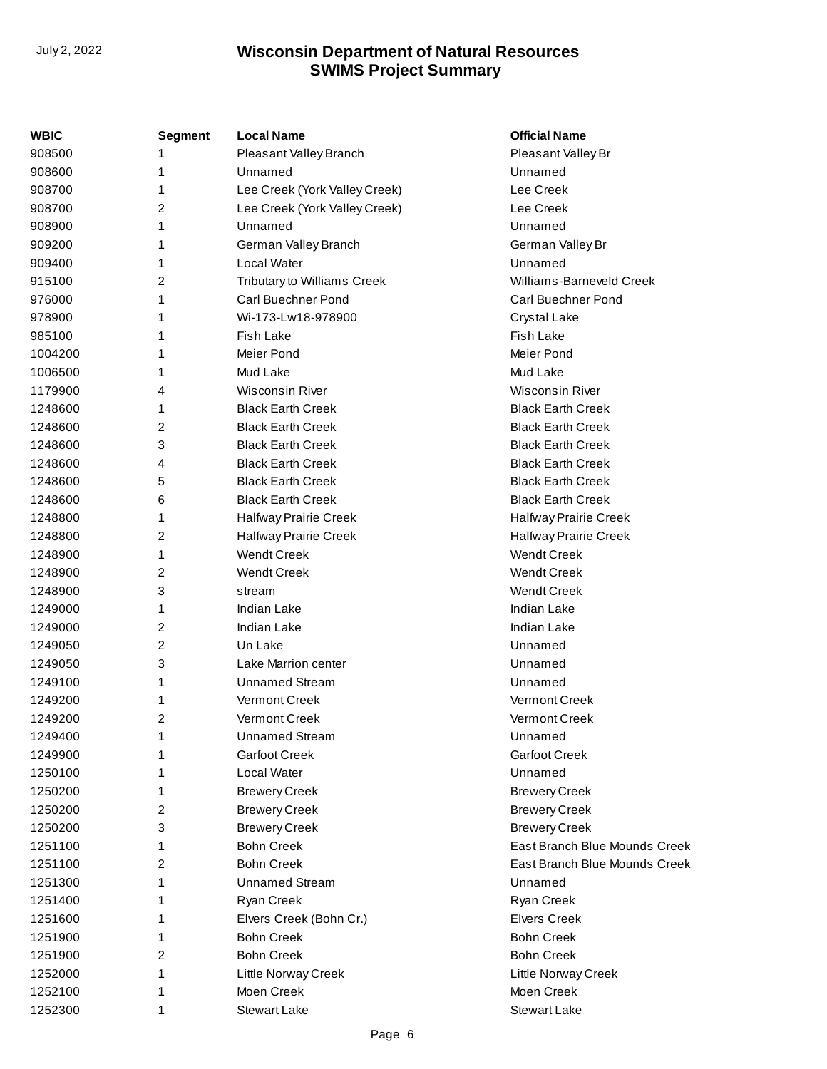| WBIC | Segment | Local Name | Official Name |
|---|---|---|---|
| 908500 | 1 | Pleasant Valley Branch | Pleasant Valley Br |
| 908600 | 1 | Unnamed | Unnamed |
| 908700 | 1 | Lee Creek (York Valley Creek) | Lee Creek |
| 908700 | 2 | Lee Creek (York Valley Creek) | Lee Creek |
| 908900 | 1 | Unnamed | Unnamed |
| 909200 | 1 | German Valley Branch | German Valley Br |
| 909400 | 1 | Local Water | Unnamed |
| 915100 | 2 | Tributary to Williams Creek | Williams-Barneveld Creek |
| 976000 | 1 | Carl Buechner Pond | Carl Buechner Pond |
| 978900 | 1 | Wi-173-Lw18-978900 | Crystal Lake |
| 985100 | 1 | Fish Lake | Fish Lake |
| 1004200 | 1 | Meier Pond | Meier Pond |
| 1006500 | 1 | Mud Lake | Mud Lake |
| 1179900 | 4 | Wisconsin River | Wisconsin River |
| 1248600 | 1 | Black Earth Creek | Black Earth Creek |
| 1248600 | 2 | Black Earth Creek | Black Earth Creek |
| 1248600 | 3 | Black Earth Creek | Black Earth Creek |
| 1248600 | 4 | Black Earth Creek | Black Earth Creek |
| 1248600 | 5 | Black Earth Creek | Black Earth Creek |
| 1248600 | 6 | Black Earth Creek | Black Earth Creek |
| 1248800 | 1 | Halfway Prairie Creek | Halfway Prairie Creek |
| 1248800 | 2 | Halfway Prairie Creek | Halfway Prairie Creek |
| 1248900 | 1 | Wendt Creek | Wendt Creek |
| 1248900 | 2 | Wendt Creek | Wendt Creek |
| 1248900 | 3 | stream | Wendt Creek |
| 1249000 | 1 | Indian Lake | Indian Lake |
| 1249000 | 2 | Indian Lake | Indian Lake |
| 1249050 | 2 | Un Lake | Unnamed |
| 1249050 | 3 | Lake Marrion center | Unnamed |
| 1249100 | 1 | Unnamed Stream | Unnamed |
| 1249200 | 1 | Vermont Creek | Vermont Creek |
| 1249200 | 2 | Vermont Creek | Vermont Creek |
| 1249400 | 1 | Unnamed Stream | Unnamed |
| 1249900 | 1 | Garfoot Creek | Garfoot Creek |
| 1250100 | 1 | Local Water | Unnamed |
| 1250200 | 1 | Brewery Creek | Brewery Creek |
| 1250200 | 2 | Brewery Creek | Brewery Creek |
| 1250200 | 3 | Brewery Creek | Brewery Creek |
| 1251100 | 1 | Bohn Creek | East Branch Blue Mounds Creek |
| 1251100 | 2 | Bohn Creek | East Branch Blue Mounds Creek |
| 1251300 | 1 | Unnamed Stream | Unnamed |
| 1251400 | 1 | Ryan Creek | Ryan Creek |
| 1251600 | 1 | Elvers Creek (Bohn Cr.) | Elvers Creek |
| 1251900 | 1 | Bohn Creek | Bohn Creek |
| 1251900 | 2 | Bohn Creek | Bohn Creek |
| 1252000 | 1 | Little Norway Creek | Little Norway Creek |
| 1252100 | 1 | Moen Creek | Moen Creek |
| 1252300 | 1 | Stewart Lake | Stewart Lake |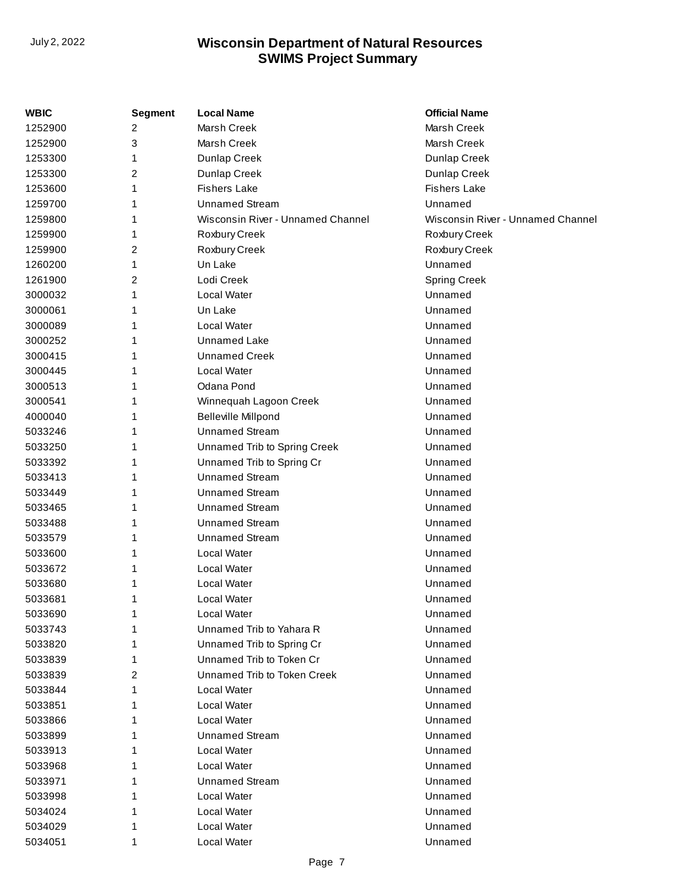| WBIC | Segment | Local Name | Official Name |
| --- | --- | --- | --- |
| 1252900 | 2 | Marsh Creek | Marsh Creek |
| 1252900 | 3 | Marsh Creek | Marsh Creek |
| 1253300 | 1 | Dunlap Creek | Dunlap Creek |
| 1253300 | 2 | Dunlap Creek | Dunlap Creek |
| 1253600 | 1 | Fishers Lake | Fishers Lake |
| 1259700 | 1 | Unnamed Stream | Unnamed |
| 1259800 | 1 | Wisconsin River - Unnamed Channel | Wisconsin River - Unnamed Channel |
| 1259900 | 1 | Roxbury Creek | Roxbury Creek |
| 1259900 | 2 | Roxbury Creek | Roxbury Creek |
| 1260200 | 1 | Un Lake | Unnamed |
| 1261900 | 2 | Lodi Creek | Spring Creek |
| 3000032 | 1 | Local Water | Unnamed |
| 3000061 | 1 | Un Lake | Unnamed |
| 3000089 | 1 | Local Water | Unnamed |
| 3000252 | 1 | Unnamed Lake | Unnamed |
| 3000415 | 1 | Unnamed Creek | Unnamed |
| 3000445 | 1 | Local Water | Unnamed |
| 3000513 | 1 | Odana Pond | Unnamed |
| 3000541 | 1 | Winnequah Lagoon Creek | Unnamed |
| 4000040 | 1 | Belleville Millpond | Unnamed |
| 5033246 | 1 | Unnamed Stream | Unnamed |
| 5033250 | 1 | Unnamed Trib to Spring Creek | Unnamed |
| 5033392 | 1 | Unnamed Trib to Spring Cr | Unnamed |
| 5033413 | 1 | Unnamed Stream | Unnamed |
| 5033449 | 1 | Unnamed Stream | Unnamed |
| 5033465 | 1 | Unnamed Stream | Unnamed |
| 5033488 | 1 | Unnamed Stream | Unnamed |
| 5033579 | 1 | Unnamed Stream | Unnamed |
| 5033600 | 1 | Local Water | Unnamed |
| 5033672 | 1 | Local Water | Unnamed |
| 5033680 | 1 | Local Water | Unnamed |
| 5033681 | 1 | Local Water | Unnamed |
| 5033690 | 1 | Local Water | Unnamed |
| 5033743 | 1 | Unnamed Trib to Yahara R | Unnamed |
| 5033820 | 1 | Unnamed Trib to Spring Cr | Unnamed |
| 5033839 | 1 | Unnamed Trib to Token Cr | Unnamed |
| 5033839 | 2 | Unnamed Trib to Token Creek | Unnamed |
| 5033844 | 1 | Local Water | Unnamed |
| 5033851 | 1 | Local Water | Unnamed |
| 5033866 | 1 | Local Water | Unnamed |
| 5033899 | 1 | Unnamed Stream | Unnamed |
| 5033913 | 1 | Local Water | Unnamed |
| 5033968 | 1 | Local Water | Unnamed |
| 5033971 | 1 | Unnamed Stream | Unnamed |
| 5033998 | 1 | Local Water | Unnamed |
| 5034024 | 1 | Local Water | Unnamed |
| 5034029 | 1 | Local Water | Unnamed |
| 5034051 | 1 | Local Water | Unnamed |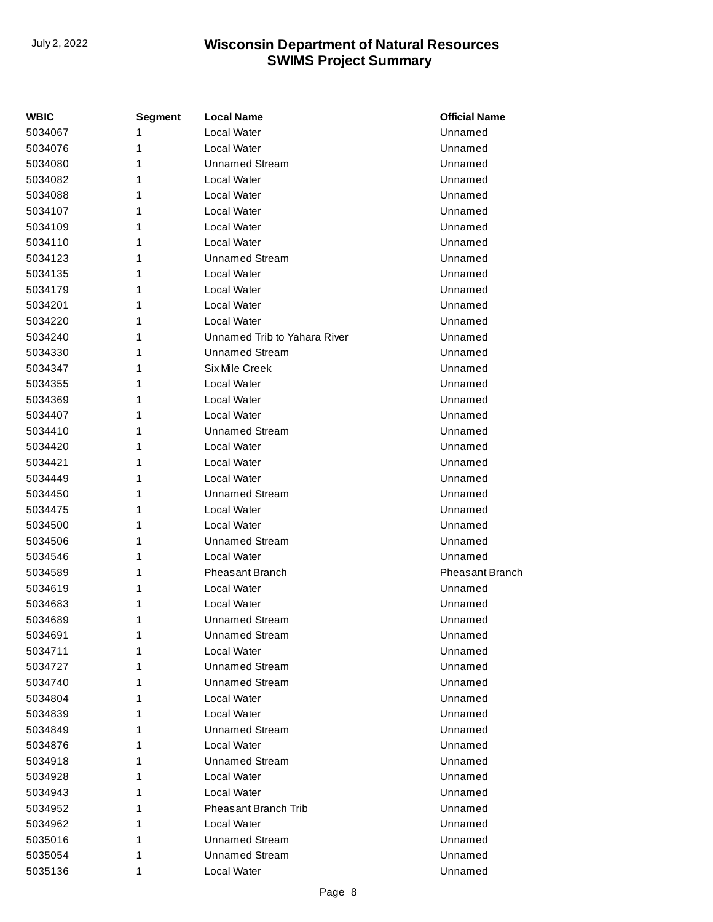| WBIC | Segment | Local Name | Official Name |
| --- | --- | --- | --- |
| 5034067 | 1 | Local Water | Unnamed |
| 5034076 | 1 | Local Water | Unnamed |
| 5034080 | 1 | Unnamed Stream | Unnamed |
| 5034082 | 1 | Local Water | Unnamed |
| 5034088 | 1 | Local Water | Unnamed |
| 5034107 | 1 | Local Water | Unnamed |
| 5034109 | 1 | Local Water | Unnamed |
| 5034110 | 1 | Local Water | Unnamed |
| 5034123 | 1 | Unnamed Stream | Unnamed |
| 5034135 | 1 | Local Water | Unnamed |
| 5034179 | 1 | Local Water | Unnamed |
| 5034201 | 1 | Local Water | Unnamed |
| 5034220 | 1 | Local Water | Unnamed |
| 5034240 | 1 | Unnamed Trib to Yahara River | Unnamed |
| 5034330 | 1 | Unnamed Stream | Unnamed |
| 5034347 | 1 | Six Mile Creek | Unnamed |
| 5034355 | 1 | Local Water | Unnamed |
| 5034369 | 1 | Local Water | Unnamed |
| 5034407 | 1 | Local Water | Unnamed |
| 5034410 | 1 | Unnamed Stream | Unnamed |
| 5034420 | 1 | Local Water | Unnamed |
| 5034421 | 1 | Local Water | Unnamed |
| 5034449 | 1 | Local Water | Unnamed |
| 5034450 | 1 | Unnamed Stream | Unnamed |
| 5034475 | 1 | Local Water | Unnamed |
| 5034500 | 1 | Local Water | Unnamed |
| 5034506 | 1 | Unnamed Stream | Unnamed |
| 5034546 | 1 | Local Water | Unnamed |
| 5034589 | 1 | Pheasant Branch | Pheasant Branch |
| 5034619 | 1 | Local Water | Unnamed |
| 5034683 | 1 | Local Water | Unnamed |
| 5034689 | 1 | Unnamed Stream | Unnamed |
| 5034691 | 1 | Unnamed Stream | Unnamed |
| 5034711 | 1 | Local Water | Unnamed |
| 5034727 | 1 | Unnamed Stream | Unnamed |
| 5034740 | 1 | Unnamed Stream | Unnamed |
| 5034804 | 1 | Local Water | Unnamed |
| 5034839 | 1 | Local Water | Unnamed |
| 5034849 | 1 | Unnamed Stream | Unnamed |
| 5034876 | 1 | Local Water | Unnamed |
| 5034918 | 1 | Unnamed Stream | Unnamed |
| 5034928 | 1 | Local Water | Unnamed |
| 5034943 | 1 | Local Water | Unnamed |
| 5034952 | 1 | Pheasant Branch Trib | Unnamed |
| 5034962 | 1 | Local Water | Unnamed |
| 5035016 | 1 | Unnamed Stream | Unnamed |
| 5035054 | 1 | Unnamed Stream | Unnamed |
| 5035136 | 1 | Local Water | Unnamed |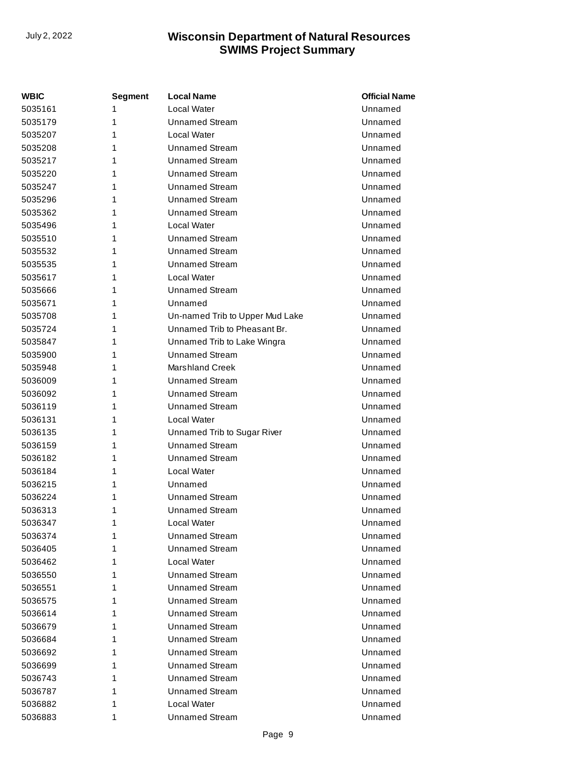| WBIC | Segment | Local Name | Official Name |
|---|---|---|---|
| 5035161 | 1 | Local Water | Unnamed |
| 5035179 | 1 | Unnamed Stream | Unnamed |
| 5035207 | 1 | Local Water | Unnamed |
| 5035208 | 1 | Unnamed Stream | Unnamed |
| 5035217 | 1 | Unnamed Stream | Unnamed |
| 5035220 | 1 | Unnamed Stream | Unnamed |
| 5035247 | 1 | Unnamed Stream | Unnamed |
| 5035296 | 1 | Unnamed Stream | Unnamed |
| 5035362 | 1 | Unnamed Stream | Unnamed |
| 5035496 | 1 | Local Water | Unnamed |
| 5035510 | 1 | Unnamed Stream | Unnamed |
| 5035532 | 1 | Unnamed Stream | Unnamed |
| 5035535 | 1 | Unnamed Stream | Unnamed |
| 5035617 | 1 | Local Water | Unnamed |
| 5035666 | 1 | Unnamed Stream | Unnamed |
| 5035671 | 1 | Unnamed | Unnamed |
| 5035708 | 1 | Un-named Trib to Upper Mud Lake | Unnamed |
| 5035724 | 1 | Unnamed Trib to Pheasant Br. | Unnamed |
| 5035847 | 1 | Unnamed Trib to Lake Wingra | Unnamed |
| 5035900 | 1 | Unnamed Stream | Unnamed |
| 5035948 | 1 | Marshland Creek | Unnamed |
| 5036009 | 1 | Unnamed Stream | Unnamed |
| 5036092 | 1 | Unnamed Stream | Unnamed |
| 5036119 | 1 | Unnamed Stream | Unnamed |
| 5036131 | 1 | Local Water | Unnamed |
| 5036135 | 1 | Unnamed Trib to Sugar River | Unnamed |
| 5036159 | 1 | Unnamed Stream | Unnamed |
| 5036182 | 1 | Unnamed Stream | Unnamed |
| 5036184 | 1 | Local Water | Unnamed |
| 5036215 | 1 | Unnamed | Unnamed |
| 5036224 | 1 | Unnamed Stream | Unnamed |
| 5036313 | 1 | Unnamed Stream | Unnamed |
| 5036347 | 1 | Local Water | Unnamed |
| 5036374 | 1 | Unnamed Stream | Unnamed |
| 5036405 | 1 | Unnamed Stream | Unnamed |
| 5036462 | 1 | Local Water | Unnamed |
| 5036550 | 1 | Unnamed Stream | Unnamed |
| 5036551 | 1 | Unnamed Stream | Unnamed |
| 5036575 | 1 | Unnamed Stream | Unnamed |
| 5036614 | 1 | Unnamed Stream | Unnamed |
| 5036679 | 1 | Unnamed Stream | Unnamed |
| 5036684 | 1 | Unnamed Stream | Unnamed |
| 5036692 | 1 | Unnamed Stream | Unnamed |
| 5036699 | 1 | Unnamed Stream | Unnamed |
| 5036743 | 1 | Unnamed Stream | Unnamed |
| 5036787 | 1 | Unnamed Stream | Unnamed |
| 5036882 | 1 | Local Water | Unnamed |
| 5036883 | 1 | Unnamed Stream | Unnamed |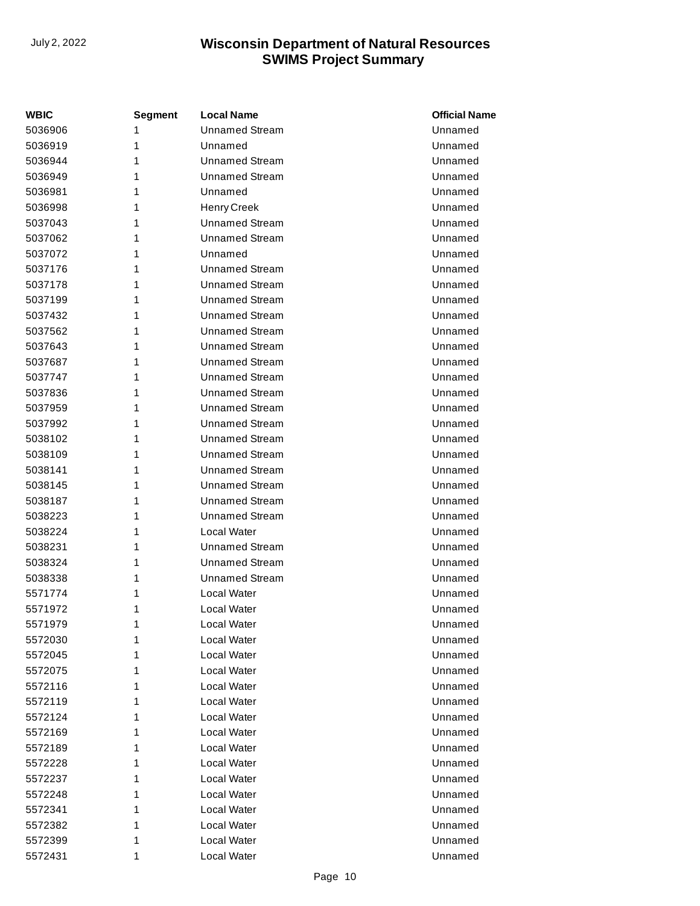| WBIC | Segment | Local Name | Official Name |
|---|---|---|---|
| 5036906 | 1 | Unnamed Stream | Unnamed |
| 5036919 | 1 | Unnamed | Unnamed |
| 5036944 | 1 | Unnamed Stream | Unnamed |
| 5036949 | 1 | Unnamed Stream | Unnamed |
| 5036981 | 1 | Unnamed | Unnamed |
| 5036998 | 1 | Henry Creek | Unnamed |
| 5037043 | 1 | Unnamed Stream | Unnamed |
| 5037062 | 1 | Unnamed Stream | Unnamed |
| 5037072 | 1 | Unnamed | Unnamed |
| 5037176 | 1 | Unnamed Stream | Unnamed |
| 5037178 | 1 | Unnamed Stream | Unnamed |
| 5037199 | 1 | Unnamed Stream | Unnamed |
| 5037432 | 1 | Unnamed Stream | Unnamed |
| 5037562 | 1 | Unnamed Stream | Unnamed |
| 5037643 | 1 | Unnamed Stream | Unnamed |
| 5037687 | 1 | Unnamed Stream | Unnamed |
| 5037747 | 1 | Unnamed Stream | Unnamed |
| 5037836 | 1 | Unnamed Stream | Unnamed |
| 5037959 | 1 | Unnamed Stream | Unnamed |
| 5037992 | 1 | Unnamed Stream | Unnamed |
| 5038102 | 1 | Unnamed Stream | Unnamed |
| 5038109 | 1 | Unnamed Stream | Unnamed |
| 5038141 | 1 | Unnamed Stream | Unnamed |
| 5038145 | 1 | Unnamed Stream | Unnamed |
| 5038187 | 1 | Unnamed Stream | Unnamed |
| 5038223 | 1 | Unnamed Stream | Unnamed |
| 5038224 | 1 | Local Water | Unnamed |
| 5038231 | 1 | Unnamed Stream | Unnamed |
| 5038324 | 1 | Unnamed Stream | Unnamed |
| 5038338 | 1 | Unnamed Stream | Unnamed |
| 5571774 | 1 | Local Water | Unnamed |
| 5571972 | 1 | Local Water | Unnamed |
| 5571979 | 1 | Local Water | Unnamed |
| 5572030 | 1 | Local Water | Unnamed |
| 5572045 | 1 | Local Water | Unnamed |
| 5572075 | 1 | Local Water | Unnamed |
| 5572116 | 1 | Local Water | Unnamed |
| 5572119 | 1 | Local Water | Unnamed |
| 5572124 | 1 | Local Water | Unnamed |
| 5572169 | 1 | Local Water | Unnamed |
| 5572189 | 1 | Local Water | Unnamed |
| 5572228 | 1 | Local Water | Unnamed |
| 5572237 | 1 | Local Water | Unnamed |
| 5572248 | 1 | Local Water | Unnamed |
| 5572341 | 1 | Local Water | Unnamed |
| 5572382 | 1 | Local Water | Unnamed |
| 5572399 | 1 | Local Water | Unnamed |
| 5572431 | 1 | Local Water | Unnamed |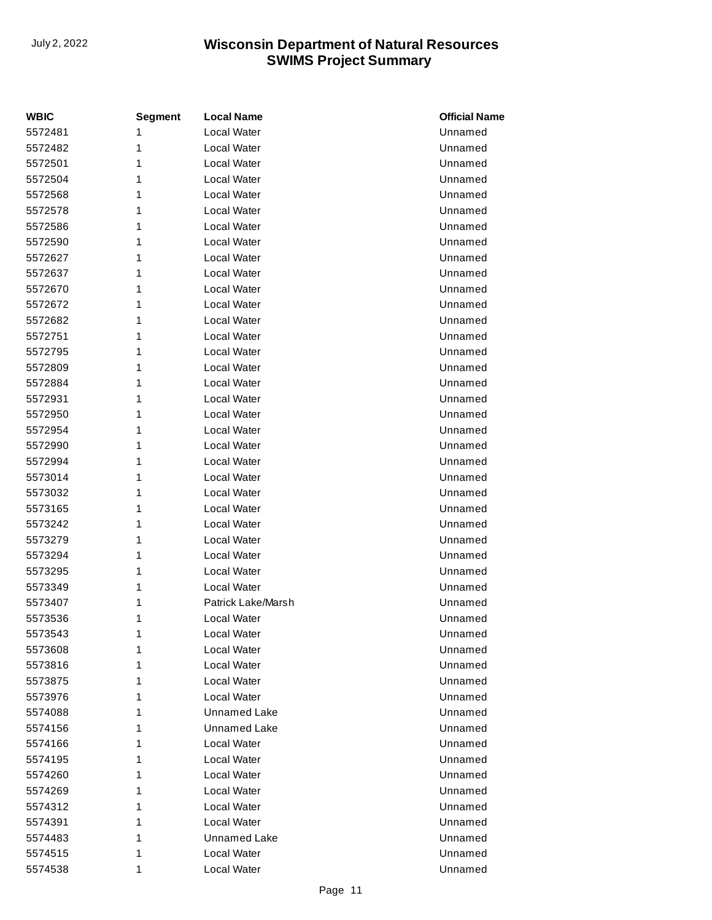| WBIC | Segment | Local Name | Official Name |
|---|---|---|---|
| 5572481 | 1 | Local Water | Unnamed |
| 5572482 | 1 | Local Water | Unnamed |
| 5572501 | 1 | Local Water | Unnamed |
| 5572504 | 1 | Local Water | Unnamed |
| 5572568 | 1 | Local Water | Unnamed |
| 5572578 | 1 | Local Water | Unnamed |
| 5572586 | 1 | Local Water | Unnamed |
| 5572590 | 1 | Local Water | Unnamed |
| 5572627 | 1 | Local Water | Unnamed |
| 5572637 | 1 | Local Water | Unnamed |
| 5572670 | 1 | Local Water | Unnamed |
| 5572672 | 1 | Local Water | Unnamed |
| 5572682 | 1 | Local Water | Unnamed |
| 5572751 | 1 | Local Water | Unnamed |
| 5572795 | 1 | Local Water | Unnamed |
| 5572809 | 1 | Local Water | Unnamed |
| 5572884 | 1 | Local Water | Unnamed |
| 5572931 | 1 | Local Water | Unnamed |
| 5572950 | 1 | Local Water | Unnamed |
| 5572954 | 1 | Local Water | Unnamed |
| 5572990 | 1 | Local Water | Unnamed |
| 5572994 | 1 | Local Water | Unnamed |
| 5573014 | 1 | Local Water | Unnamed |
| 5573032 | 1 | Local Water | Unnamed |
| 5573165 | 1 | Local Water | Unnamed |
| 5573242 | 1 | Local Water | Unnamed |
| 5573279 | 1 | Local Water | Unnamed |
| 5573294 | 1 | Local Water | Unnamed |
| 5573295 | 1 | Local Water | Unnamed |
| 5573349 | 1 | Local Water | Unnamed |
| 5573407 | 1 | Patrick Lake/Marsh | Unnamed |
| 5573536 | 1 | Local Water | Unnamed |
| 5573543 | 1 | Local Water | Unnamed |
| 5573608 | 1 | Local Water | Unnamed |
| 5573816 | 1 | Local Water | Unnamed |
| 5573875 | 1 | Local Water | Unnamed |
| 5573976 | 1 | Local Water | Unnamed |
| 5574088 | 1 | Unnamed Lake | Unnamed |
| 5574156 | 1 | Unnamed Lake | Unnamed |
| 5574166 | 1 | Local Water | Unnamed |
| 5574195 | 1 | Local Water | Unnamed |
| 5574260 | 1 | Local Water | Unnamed |
| 5574269 | 1 | Local Water | Unnamed |
| 5574312 | 1 | Local Water | Unnamed |
| 5574391 | 1 | Local Water | Unnamed |
| 5574483 | 1 | Unnamed Lake | Unnamed |
| 5574515 | 1 | Local Water | Unnamed |
| 5574538 | 1 | Local Water | Unnamed |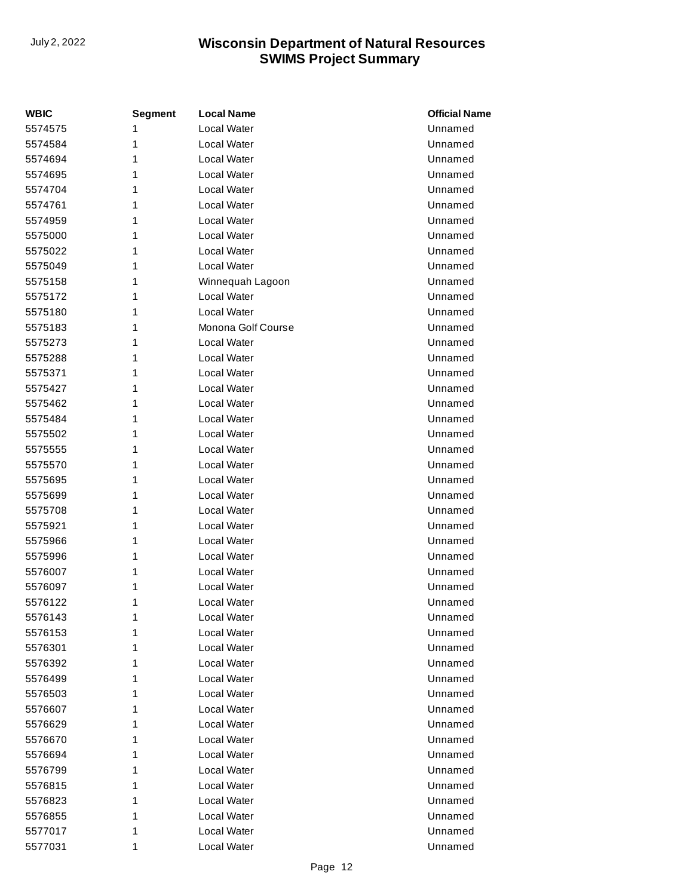| WBIC | Segment | Local Name | Official Name |
|---|---|---|---|
| 5574575 | 1 | Local Water | Unnamed |
| 5574584 | 1 | Local Water | Unnamed |
| 5574694 | 1 | Local Water | Unnamed |
| 5574695 | 1 | Local Water | Unnamed |
| 5574704 | 1 | Local Water | Unnamed |
| 5574761 | 1 | Local Water | Unnamed |
| 5574959 | 1 | Local Water | Unnamed |
| 5575000 | 1 | Local Water | Unnamed |
| 5575022 | 1 | Local Water | Unnamed |
| 5575049 | 1 | Local Water | Unnamed |
| 5575158 | 1 | Winnequah Lagoon | Unnamed |
| 5575172 | 1 | Local Water | Unnamed |
| 5575180 | 1 | Local Water | Unnamed |
| 5575183 | 1 | Monona Golf Course | Unnamed |
| 5575273 | 1 | Local Water | Unnamed |
| 5575288 | 1 | Local Water | Unnamed |
| 5575371 | 1 | Local Water | Unnamed |
| 5575427 | 1 | Local Water | Unnamed |
| 5575462 | 1 | Local Water | Unnamed |
| 5575484 | 1 | Local Water | Unnamed |
| 5575502 | 1 | Local Water | Unnamed |
| 5575555 | 1 | Local Water | Unnamed |
| 5575570 | 1 | Local Water | Unnamed |
| 5575695 | 1 | Local Water | Unnamed |
| 5575699 | 1 | Local Water | Unnamed |
| 5575708 | 1 | Local Water | Unnamed |
| 5575921 | 1 | Local Water | Unnamed |
| 5575966 | 1 | Local Water | Unnamed |
| 5575996 | 1 | Local Water | Unnamed |
| 5576007 | 1 | Local Water | Unnamed |
| 5576097 | 1 | Local Water | Unnamed |
| 5576122 | 1 | Local Water | Unnamed |
| 5576143 | 1 | Local Water | Unnamed |
| 5576153 | 1 | Local Water | Unnamed |
| 5576301 | 1 | Local Water | Unnamed |
| 5576392 | 1 | Local Water | Unnamed |
| 5576499 | 1 | Local Water | Unnamed |
| 5576503 | 1 | Local Water | Unnamed |
| 5576607 | 1 | Local Water | Unnamed |
| 5576629 | 1 | Local Water | Unnamed |
| 5576670 | 1 | Local Water | Unnamed |
| 5576694 | 1 | Local Water | Unnamed |
| 5576799 | 1 | Local Water | Unnamed |
| 5576815 | 1 | Local Water | Unnamed |
| 5576823 | 1 | Local Water | Unnamed |
| 5576855 | 1 | Local Water | Unnamed |
| 5577017 | 1 | Local Water | Unnamed |
| 5577031 | 1 | Local Water | Unnamed |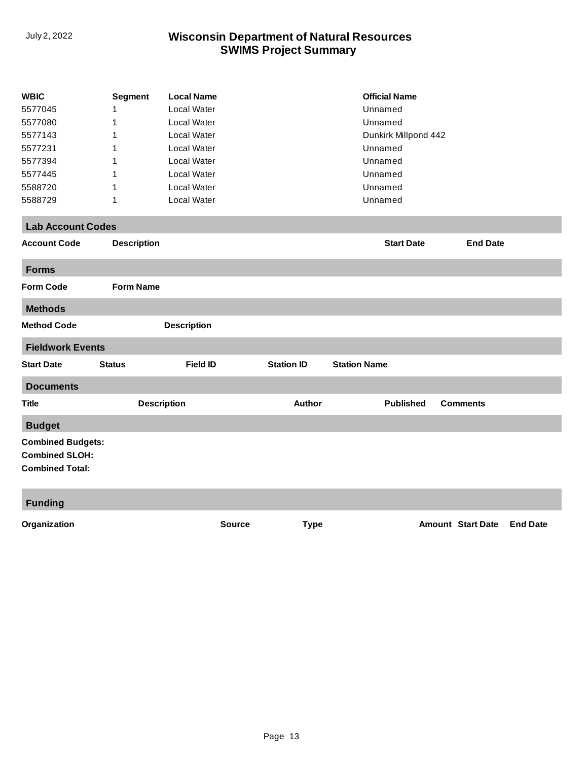| WBIC | Segment | Local Name | Official Name |
| --- | --- | --- | --- |
| 5577045 | 1 | Local Water | Unnamed |
| 5577080 | 1 | Local Water | Unnamed |
| 5577143 | 1 | Local Water | Dunkirk Millpond 442 |
| 5577231 | 1 | Local Water | Unnamed |
| 5577394 | 1 | Local Water | Unnamed |
| 5577445 | 1 | Local Water | Unnamed |
| 5588720 | 1 | Local Water | Unnamed |
| 5588729 | 1 | Local Water | Unnamed |

## Lab Account Codes

| Account Code | Description | Start Date | End Date |
| --- | --- | --- | --- |

## Forms

| Form Code | Form Name |
| --- | --- |

## Methods

| Method Code | Description |
| --- | --- |

## Fieldwork Events

| Start Date | Status | Field ID | Station ID | Station Name |
| --- | --- | --- | --- | --- |

## Documents

| Title | Description | Author | Published | Comments |
| --- | --- | --- | --- | --- |

## Budget

**Combined Budgets:**
**Combined SLOH:**
**Combined Total:**

## Funding

| Organization | Source | Type | Amount | Start Date | End Date |
| --- | --- | --- | --- | --- | --- |